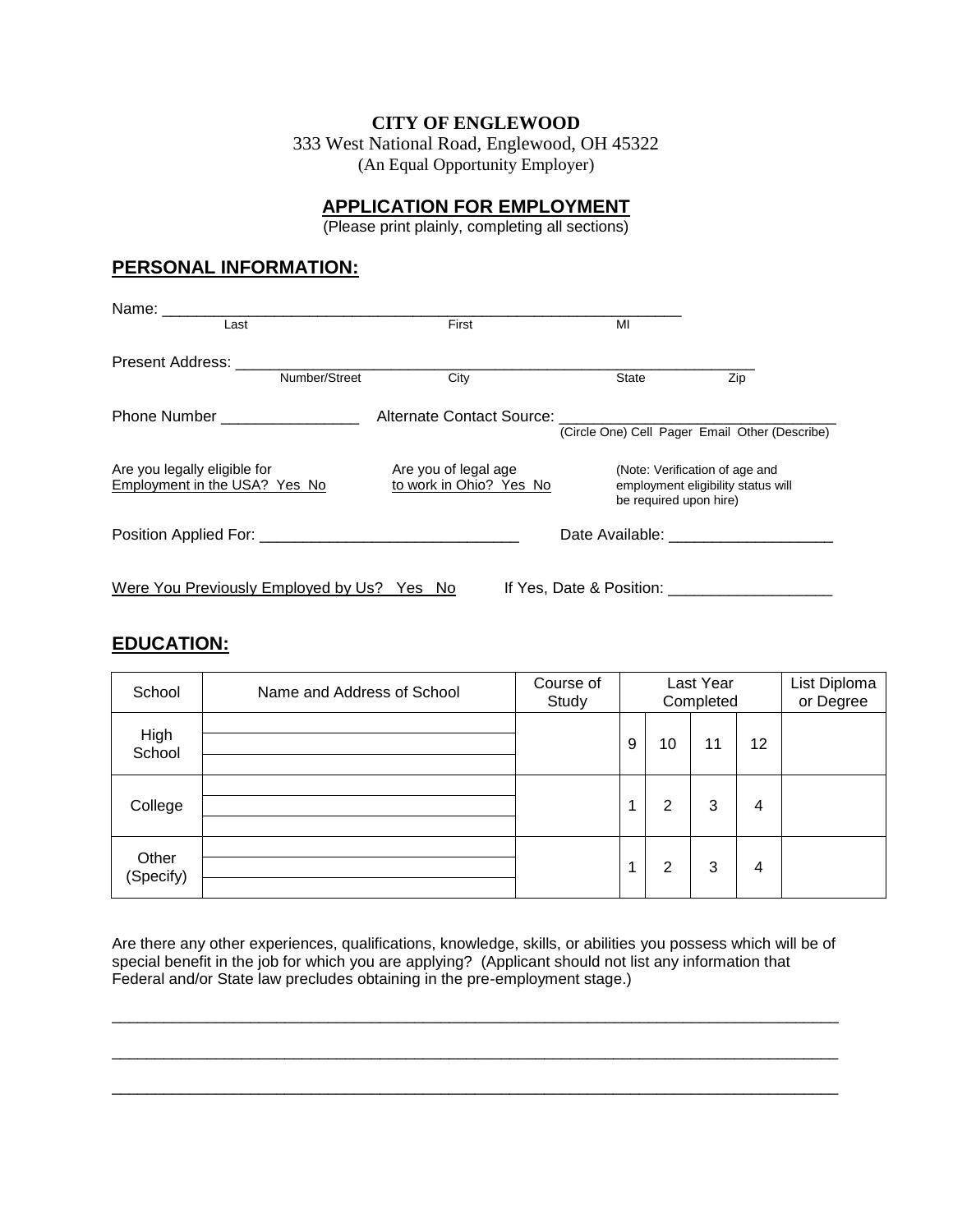**CITY OF ENGLEWOOD**
333 West National Road, Englewood, OH 45322
(An Equal Opportunity Employer)

## APPLICATION FOR EMPLOYMENT

(Please print plainly, completing all sections)

## PERSONAL INFORMATION:

Name: ___________________________________________________________
Last First MI

Present Address: _________________________________________________
Number/Street City State Zip

Phone Number ________________ Alternate Contact Source: ______________________________
(Circle One) Cell Pager Email Other (Describe)

Are you legally eligible for Employment in the USA? Yes No

Are you of legal age to work in Ohio? Yes No

(Note: Verification of age and employment eligibility status will be required upon hire)

Position Applied For: ______________________________ Date Available: ___________________

Were You Previously Employed by Us? Yes No If Yes, Date & Position: ___________________

## EDUCATION:

| School | Name and Address of School | Course of Study | Last Year Completed | | | | List Diploma or Degree |
|---|---|---|---|---|---|---|---|
| High School | | | 9 | 10 | 11 | 12 | |
| College | | | 1 | 2 | 3 | 4 | |
| Other (Specify) | | | 1 | 2 | 3 | 4 | |

Are there any other experiences, qualifications, knowledge, skills, or abilities you possess which will be of special benefit in the job for which you are applying? (Applicant should not list any information that Federal and/or State law precludes obtaining in the pre-employment stage.)

_____________________________________________________________________________________

_____________________________________________________________________________________

_____________________________________________________________________________________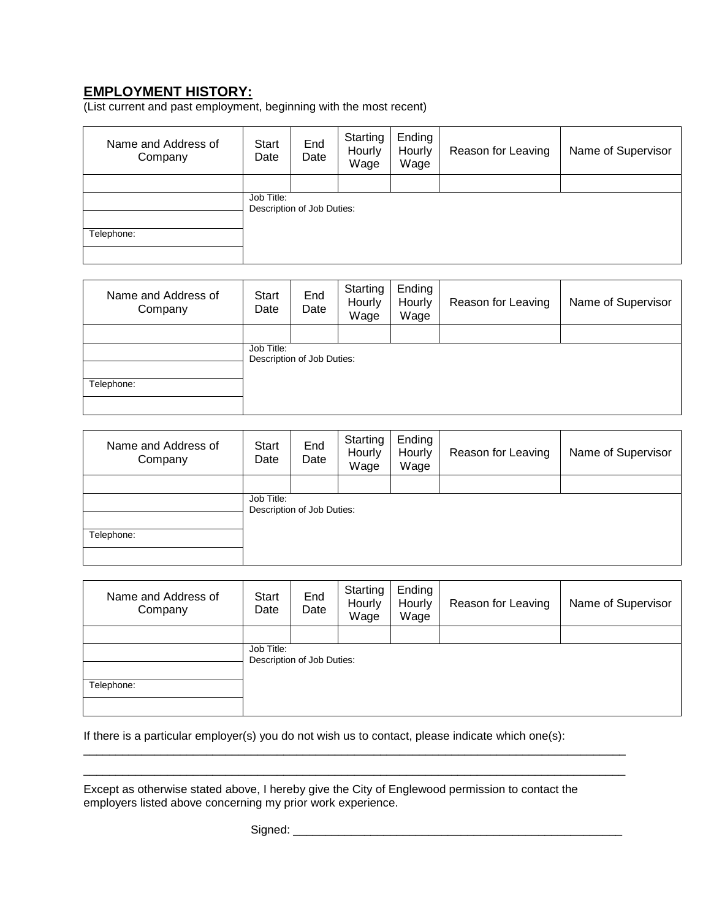**EMPLOYMENT HISTORY:**
(List current and past employment, beginning with the most recent)

| Name and Address of Company | Start Date | End Date | Starting Hourly Wage | Ending Hourly Wage | Reason for Leaving | Name of Supervisor |
|---|---|---|---|---|---|---|
| | | | | | | |
| | Job Title: Description of Job Duties: | | | | | |
| | | | | | | |
| Telephone: | | | | | | |
| | | | | | | |

| Name and Address of Company | Start Date | End Date | Starting Hourly Wage | Ending Hourly Wage | Reason for Leaving | Name of Supervisor |
|---|---|---|---|---|---|---|
| | | | | | | |
| | Job Title: Description of Job Duties: | | | | | |
| | | | | | | |
| Telephone: | | | | | | |
| | | | | | | |

| Name and Address of Company | Start Date | End Date | Starting Hourly Wage | Ending Hourly Wage | Reason for Leaving | Name of Supervisor |
|---|---|---|---|---|---|---|
| | | | | | | |
| | Job Title: Description of Job Duties: | | | | | |
| | | | | | | |
| Telephone: | | | | | | |
| | | | | | | |

| Name and Address of Company | Start Date | End Date | Starting Hourly Wage | Ending Hourly Wage | Reason for Leaving | Name of Supervisor |
|---|---|---|---|---|---|---|
| | | | | | | |
| | Job Title: Description of Job Duties: | | | | | |
| | | | | | | |
| Telephone: | | | | | | |
| | | | | | | |

If there is a particular employer(s) you do not wish us to contact, please indicate which one(s):

_______________________________________________________________________________________

_______________________________________________________________________________________

Except as otherwise stated above, I hereby give the City of Englewood permission to contact the employers listed above concerning my prior work experience.

Signed: ____________________________________________________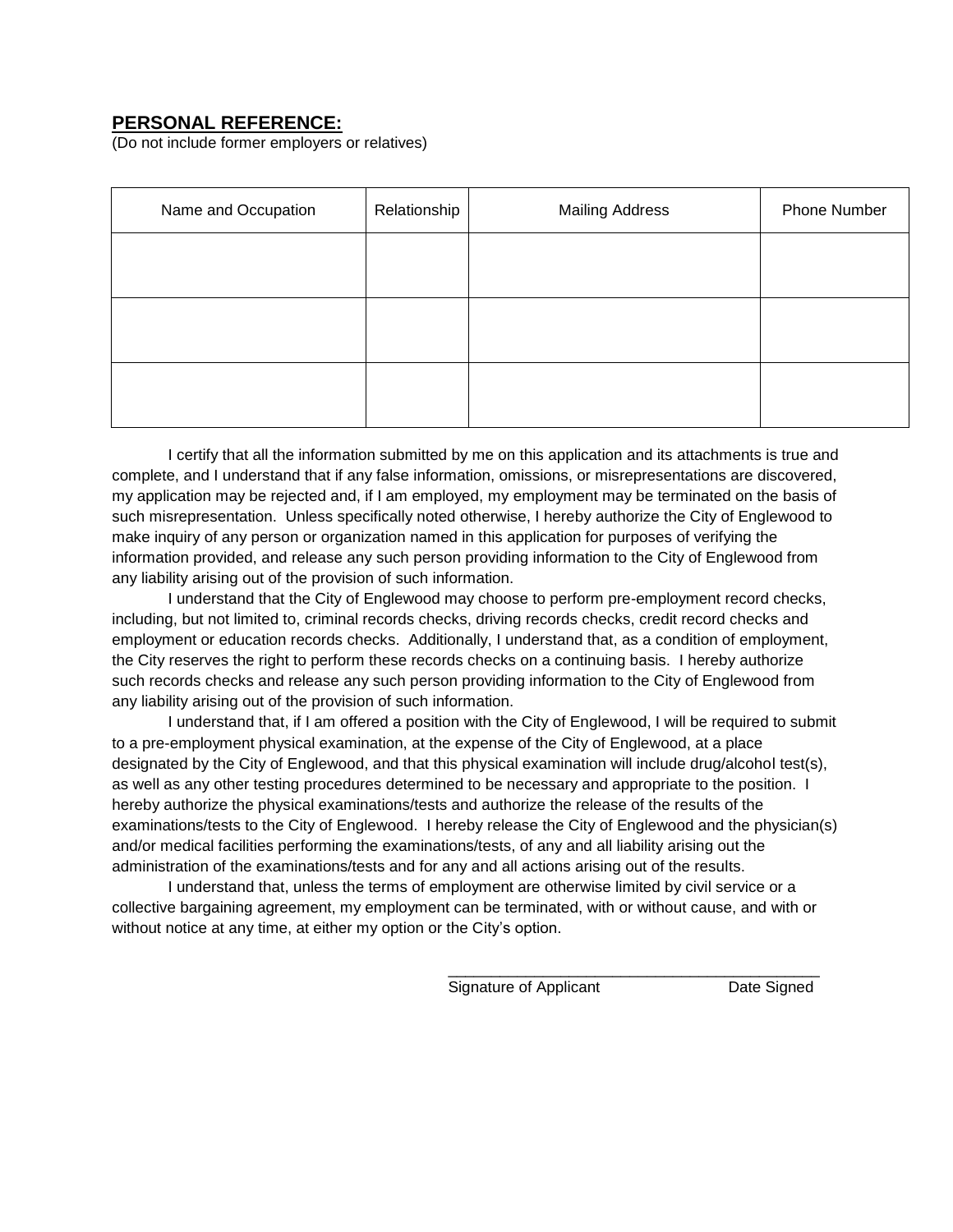## **PERSONAL REFERENCE:**

(Do not include former employers or relatives)

| Name and Occupation | Relationship | Mailing Address | Phone Number |
|---|---|---|---|
| | | | |
| | | | |
| | | | |

I certify that all the information submitted by me on this application and its attachments is true and complete, and I understand that if any false information, omissions, or misrepresentations are discovered, my application may be rejected and, if I am employed, my employment may be terminated on the basis of such misrepresentation. Unless specifically noted otherwise, I hereby authorize the City of Englewood to make inquiry of any person or organization named in this application for purposes of verifying the information provided, and release any such person providing information to the City of Englewood from any liability arising out of the provision of such information.

I understand that the City of Englewood may choose to perform pre-employment record checks, including, but not limited to, criminal records checks, driving records checks, credit record checks and employment or education records checks. Additionally, I understand that, as a condition of employment, the City reserves the right to perform these records checks on a continuing basis. I hereby authorize such records checks and release any such person providing information to the City of Englewood from any liability arising out of the provision of such information.

I understand that, if I am offered a position with the City of Englewood, I will be required to submit to a pre-employment physical examination, at the expense of the City of Englewood, at a place designated by the City of Englewood, and that this physical examination will include drug/alcohol test(s), as well as any other testing procedures determined to be necessary and appropriate to the position. I hereby authorize the physical examinations/tests and authorize the release of the results of the examinations/tests to the City of Englewood. I hereby release the City of Englewood and the physician(s) and/or medical facilities performing the examinations/tests, of any and all liability arising out the administration of the examinations/tests and for any and all actions arising out of the results.

I understand that, unless the terms of employment are otherwise limited by civil service or a collective bargaining agreement, my employment can be terminated, with or without cause, and with or without notice at any time, at either my option or the City's option.

\_\_\_\_\_\_\_\_\_\_\_\_\_\_\_\_\_\_\_\_\_\_\_\_\_\_\_\_\_\_\_\_\_\_\_\_\_\_\_\_\_\_\_\_

Signature of Applicant Date Signed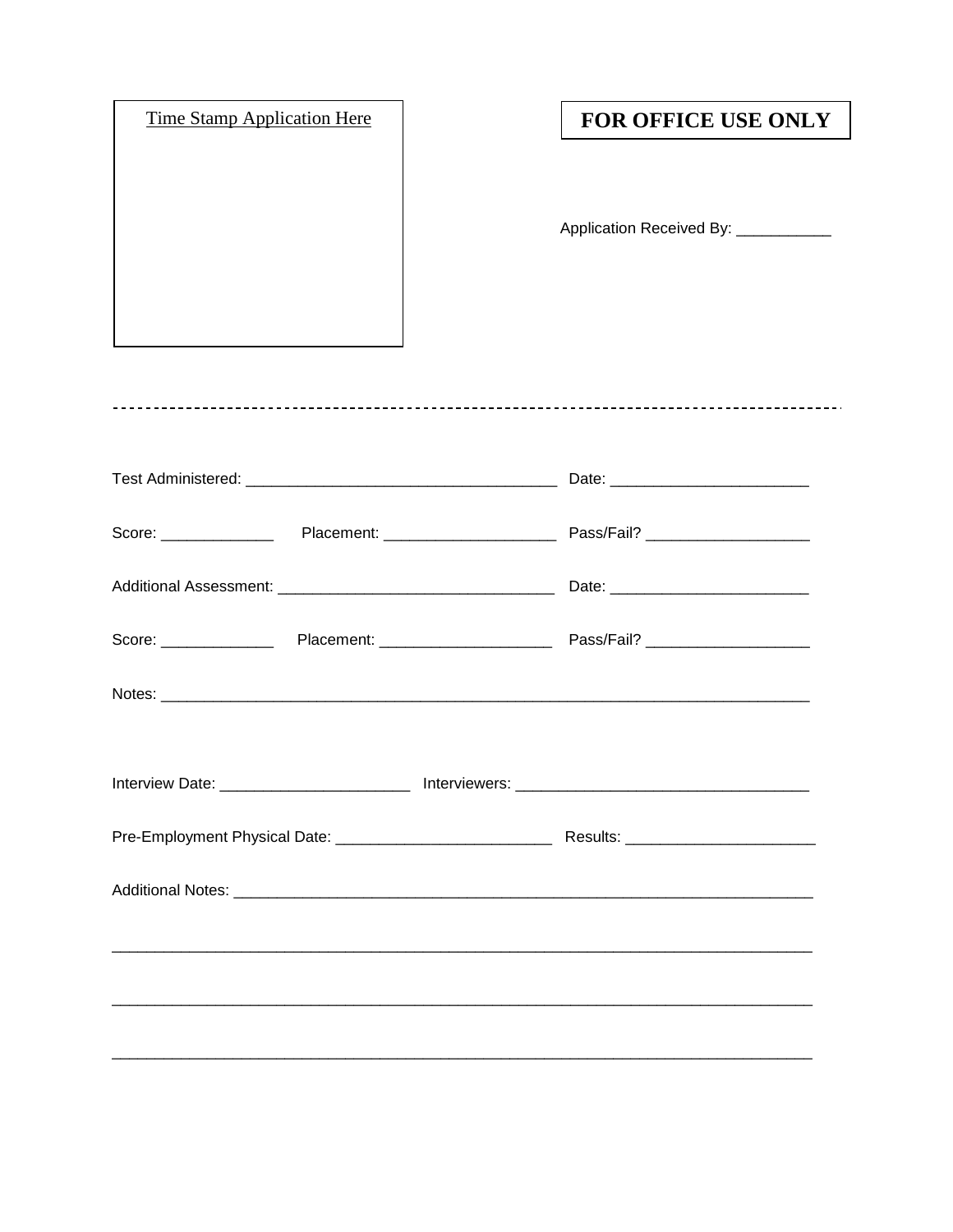Time Stamp Application Here

**FOR OFFICE USE ONLY**

Application Received By: ___________

---

Test Administered: ____________________________________ Date: _______________________

Score: _____________ Placement: ___________________ Pass/Fail? __________________

Additional Assessment: _______________________________ Date: _______________________

Score: _____________ Placement: ___________________ Pass/Fail? __________________

Notes: ___________________________________________________________________________

Interview Date: _____________________ Interviewers: _________________________________

Pre-Employment Physical Date: ________________________ Results: _____________________

Additional Notes: ___________________________________________________________________

_________________________________________________________________________________

_________________________________________________________________________________

_________________________________________________________________________________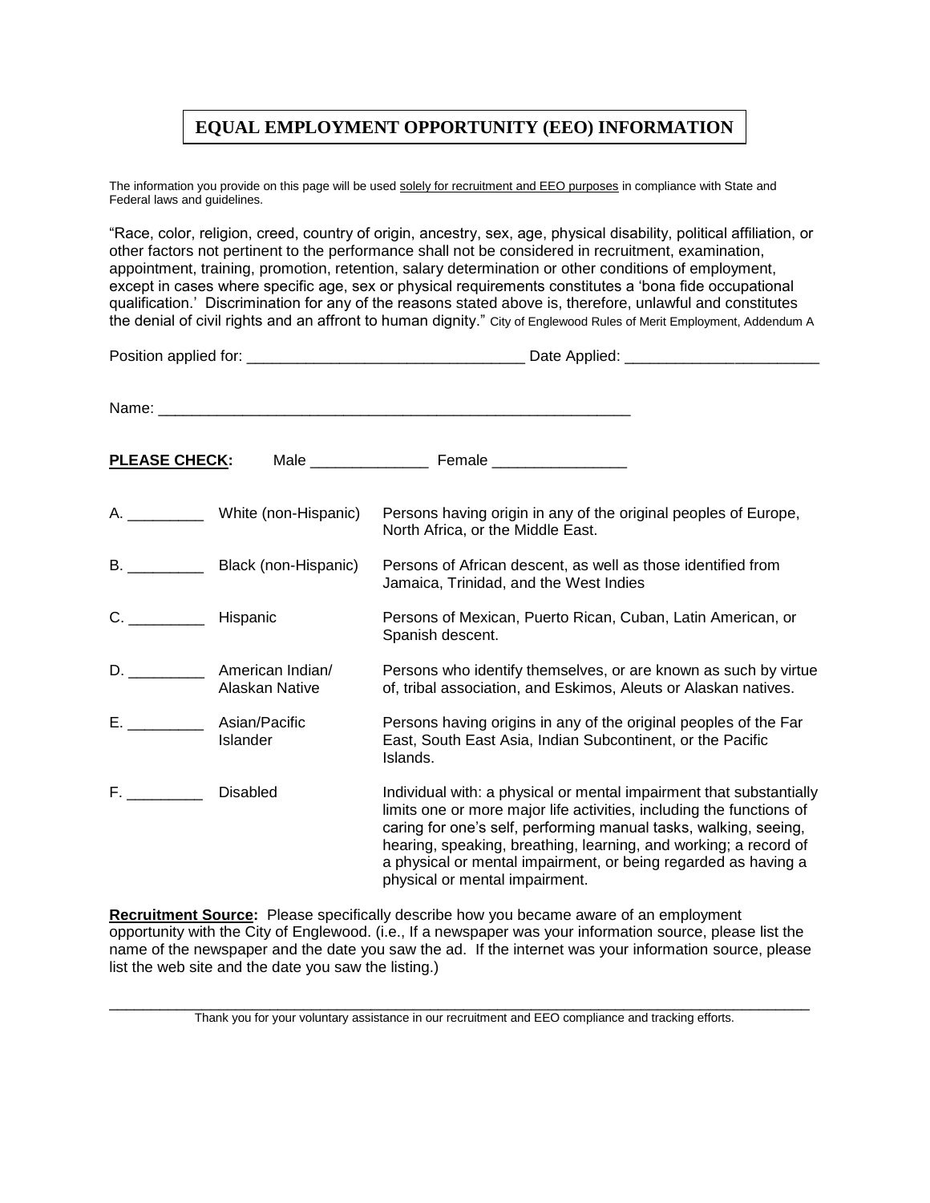# EQUAL EMPLOYMENT OPPORTUNITY (EEO) INFORMATION

The information you provide on this page will be used solely for recruitment and EEO purposes in compliance with State and Federal laws and guidelines.

"Race, color, religion, creed, country of origin, ancestry, sex, age, physical disability, political affiliation, or other factors not pertinent to the performance shall not be considered in recruitment, examination, appointment, training, promotion, retention, salary determination or other conditions of employment, except in cases where specific age, sex or physical requirements constitutes a 'bona fide occupational qualification.' Discrimination for any of the reasons stated above is, therefore, unlawful and constitutes the denial of civil rights and an affront to human dignity." City of Englewood Rules of Merit Employment, Addendum A

Position applied for: ________________________________ Date Applied: ______________________

Name: ________________________________________________________

**PLEASE CHECK:** Male ______________ Female ________________

| | | |
|---|---|---|
| A. _________ | White (non-Hispanic) | Persons having origin in any of the original peoples of Europe, North Africa, or the Middle East. |
| B. _________ | Black (non-Hispanic) | Persons of African descent, as well as those identified from Jamaica, Trinidad, and the West Indies |
| C. _________ | Hispanic | Persons of Mexican, Puerto Rican, Cuban, Latin American, or Spanish descent. |
| D. _________ | American Indian/ Alaskan Native | Persons who identify themselves, or are known as such by virtue of, tribal association, and Eskimos, Aleuts or Alaskan natives. |
| E. _________ | Asian/Pacific Islander | Persons having origins in any of the original peoples of the Far East, South East Asia, Indian Subcontinent, or the Pacific Islands. |
| F. _________ | Disabled | Individual with: a physical or mental impairment that substantially limits one or more major life activities, including the functions of caring for one's self, performing manual tasks, walking, seeing, hearing, speaking, breathing, learning, and working; a record of a physical or mental impairment, or being regarded as having a physical or mental impairment. |

**Recruitment Source:** Please specifically describe how you became aware of an employment opportunity with the City of Englewood. (i.e., If a newspaper was your information source, please list the name of the newspaper and the date you saw the ad. If the internet was your information source, please list the web site and the date you saw the listing.)

_____________________________________________________________________________________

Thank you for your voluntary assistance in our recruitment and EEO compliance and tracking efforts.